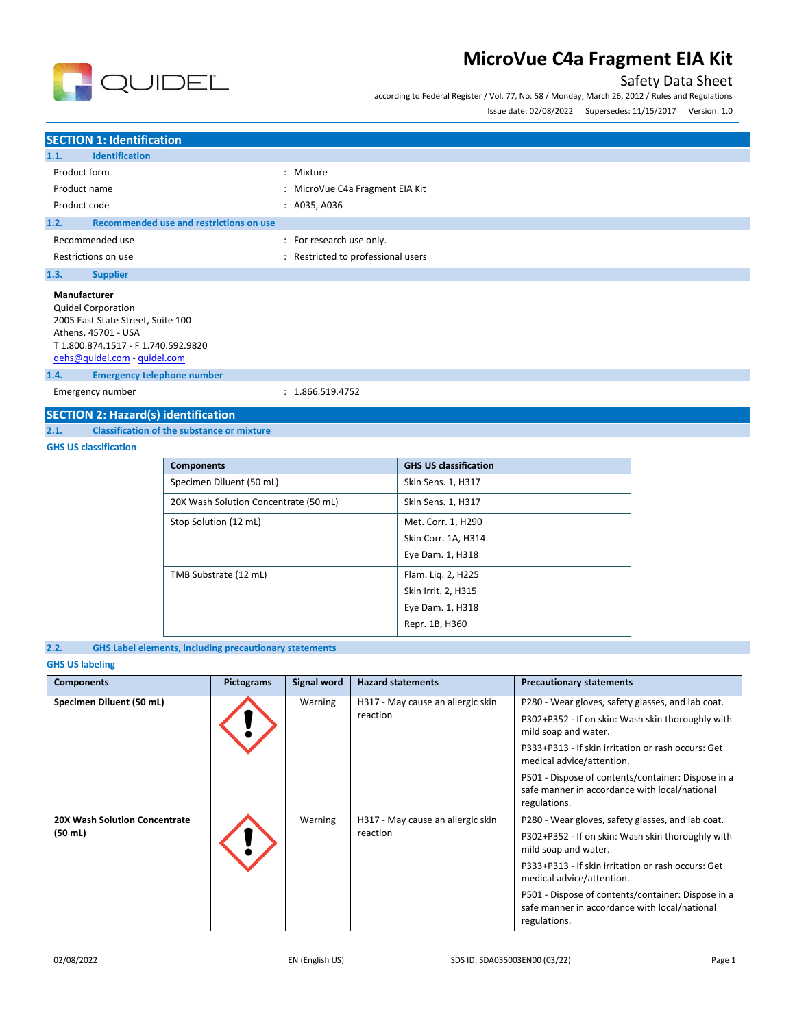# MicroVue C4a Fragment EIA Kit

Safety Data Sheet

according to Federal Register / Vol. 77, No. 58 / Monday, March 26, 2012 / Rules and Regulations

Issue date: 02/08/2022 Supersedes: 11/15/2017 Version: 1.0

## SECTION 1: Identification

### 1.1. Identification

Product form : Mixture

Product name : MicroVue C4a Fragment EIA Kit

Product code : A035, A036

### 1.2. Recommended use and restrictions on use

Recommended use : For research use only.

Restrictions on use : Restricted to professional users

### 1.3. Supplier

**Manufacturer**
Quidel Corporation
2005 East State Street, Suite 100
Athens, 45701 - USA
T 1.800.874.1517 - F 1.740.592.9820
qehs@quidel.com - quidel.com

### 1.4. Emergency telephone number

Emergency number : 1.866.519.4752

## SECTION 2: Hazard(s) identification

### 2.1. Classification of the substance or mixture

**GHS US classification**

| Components | GHS US classification |
|---|---|
| Specimen Diluent (50 mL) | Skin Sens. 1, H317 |
| 20X Wash Solution Concentrate (50 mL) | Skin Sens. 1, H317 |
| Stop Solution (12 mL) | Met. Corr. 1, H290<br>Skin Corr. 1A, H314<br>Eye Dam. 1, H318 |
| TMB Substrate (12 mL) | Flam. Liq. 2, H225<br>Skin Irrit. 2, H315<br>Eye Dam. 1, H318<br>Repr. 1B, H360 |

### 2.2. GHS Label elements, including precautionary statements

**GHS US labeling**

| Components | Pictograms | Signal word | Hazard statements | Precautionary statements |
|---|---|---|---|---|
| **Specimen Diluent (50 mL)** | | Warning | H317 - May cause an allergic skin reaction | P280 - Wear gloves, safety glasses, and lab coat.<br>P302+P352 - If on skin: Wash skin thoroughly with mild soap and water.<br>P333+P313 - If skin irritation or rash occurs: Get medical advice/attention.<br>P501 - Dispose of contents/container: Dispose in a safe manner in accordance with local/national regulations. |
| **20X Wash Solution Concentrate (50 mL)** | | Warning | H317 - May cause an allergic skin reaction | P280 - Wear gloves, safety glasses, and lab coat.<br>P302+P352 - If on skin: Wash skin thoroughly with mild soap and water.<br>P333+P313 - If skin irritation or rash occurs: Get medical advice/attention.<br>P501 - Dispose of contents/container: Dispose in a safe manner in accordance with local/national regulations. |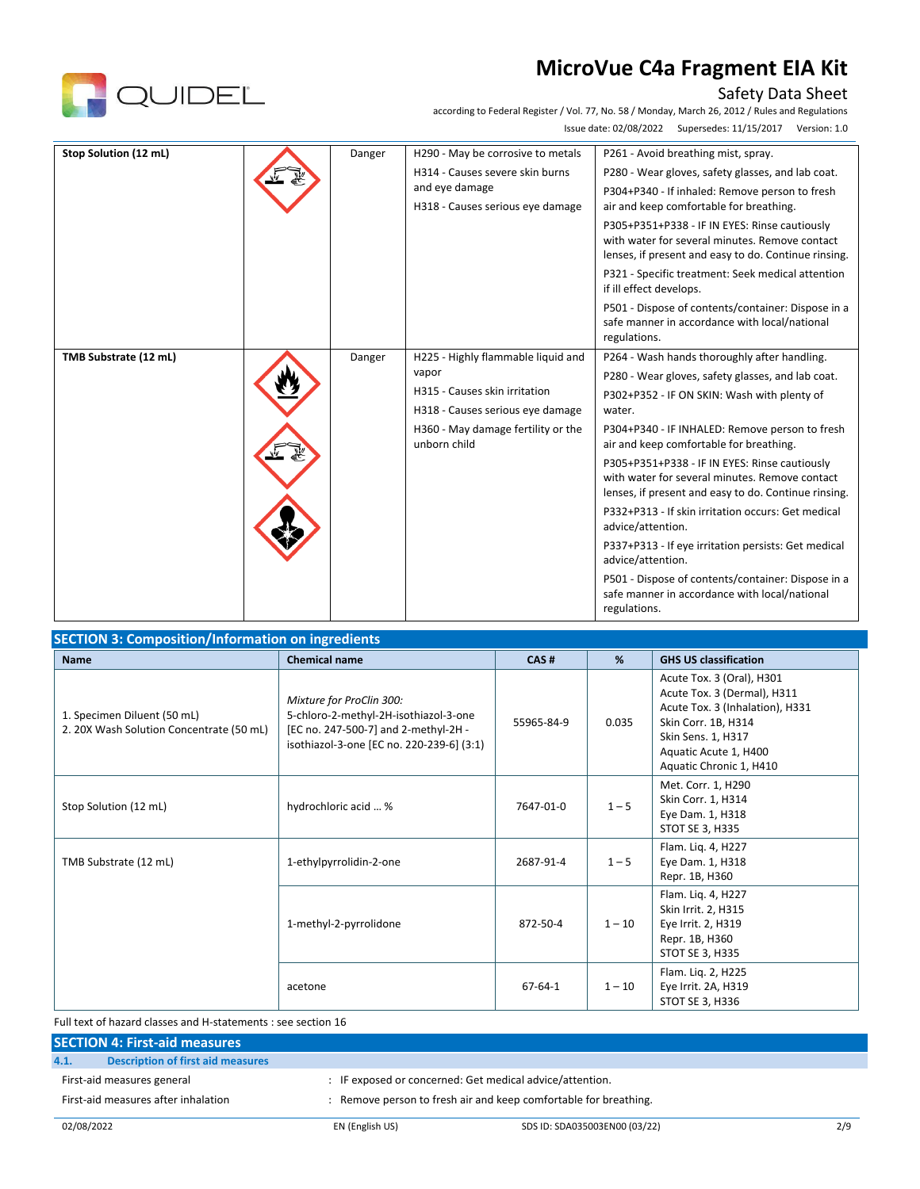| | | | | |
|---|---|---|---|---|
| **Stop Solution (12 mL)** | | Danger | H290 - May be corrosive to metals<br>H314 - Causes severe skin burns and eye damage<br>H318 - Causes serious eye damage | P261 - Avoid breathing mist, spray.<br>P280 - Wear gloves, safety glasses, and lab coat.<br>P304+P340 - If inhaled: Remove person to fresh air and keep comfortable for breathing.<br>P305+P351+P338 - IF IN EYES: Rinse cautiously with water for several minutes. Remove contact lenses, if present and easy to do. Continue rinsing.<br>P321 - Specific treatment: Seek medical attention if ill effect develops.<br>P501 - Dispose of contents/container: Dispose in a safe manner in accordance with local/national regulations. |
| **TMB Substrate (12 mL)** | | Danger | H225 - Highly flammable liquid and vapor<br>H315 - Causes skin irritation<br>H318 - Causes serious eye damage<br>H360 - May damage fertility or the unborn child | P264 - Wash hands thoroughly after handling.<br>P280 - Wear gloves, safety glasses, and lab coat.<br>P302+P352 - IF ON SKIN: Wash with plenty of water.<br>P304+P340 - IF INHALED: Remove person to fresh air and keep comfortable for breathing.<br>P305+P351+P338 - IF IN EYES: Rinse cautiously with water for several minutes. Remove contact lenses, if present and easy to do. Continue rinsing.<br>P332+P313 - If skin irritation occurs: Get medical advice/attention.<br>P337+P313 - If eye irritation persists: Get medical advice/attention.<br>P501 - Dispose of contents/container: Dispose in a safe manner in accordance with local/national regulations. |

## SECTION 3: Composition/Information on ingredients

| Name | Chemical name | CAS # | % | GHS US classification |
|---|---|---|---|---|
| 1. Specimen Diluent (50 mL)<br>2. 20X Wash Solution Concentrate (50 mL) | *Mixture for ProClin 300:*<br>5-chloro-2-methyl-2H-isothiazol-3-one [EC no. 247-500-7] and 2-methyl-2H - isothiazol-3-one [EC no. 220-239-6] (3:1) | 55965-84-9 | 0.035 | Acute Tox. 3 (Oral), H301<br>Acute Tox. 3 (Dermal), H311<br>Acute Tox. 3 (Inhalation), H331<br>Skin Corr. 1B, H314<br>Skin Sens. 1, H317<br>Aquatic Acute 1, H400<br>Aquatic Chronic 1, H410 |
| Stop Solution (12 mL) | hydrochloric acid ... % | 7647-01-0 | 1 – 5 | Met. Corr. 1, H290<br>Skin Corr. 1, H314<br>Eye Dam. 1, H318<br>STOT SE 3, H335 |
| TMB Substrate (12 mL) | 1-ethylpyrrolidin-2-one | 2687-91-4 | 1 – 5 | Flam. Liq. 4, H227<br>Eye Dam. 1, H318<br>Repr. 1B, H360 |
| | 1-methyl-2-pyrrolidone | 872-50-4 | 1 – 10 | Flam. Liq. 4, H227<br>Skin Irrit. 2, H315<br>Eye Irrit. 2, H319<br>Repr. 1B, H360<br>STOT SE 3, H335 |
| | acetone | 67-64-1 | 1 – 10 | Flam. Liq. 2, H225<br>Eye Irrit. 2A, H319<br>STOT SE 3, H336 |

Full text of hazard classes and H-statements : see section 16

## SECTION 4: First-aid measures

### 4.1. Description of first aid measures

First-aid measures general : IF exposed or concerned: Get medical advice/attention.

First-aid measures after inhalation : Remove person to fresh air and keep comfortable for breathing.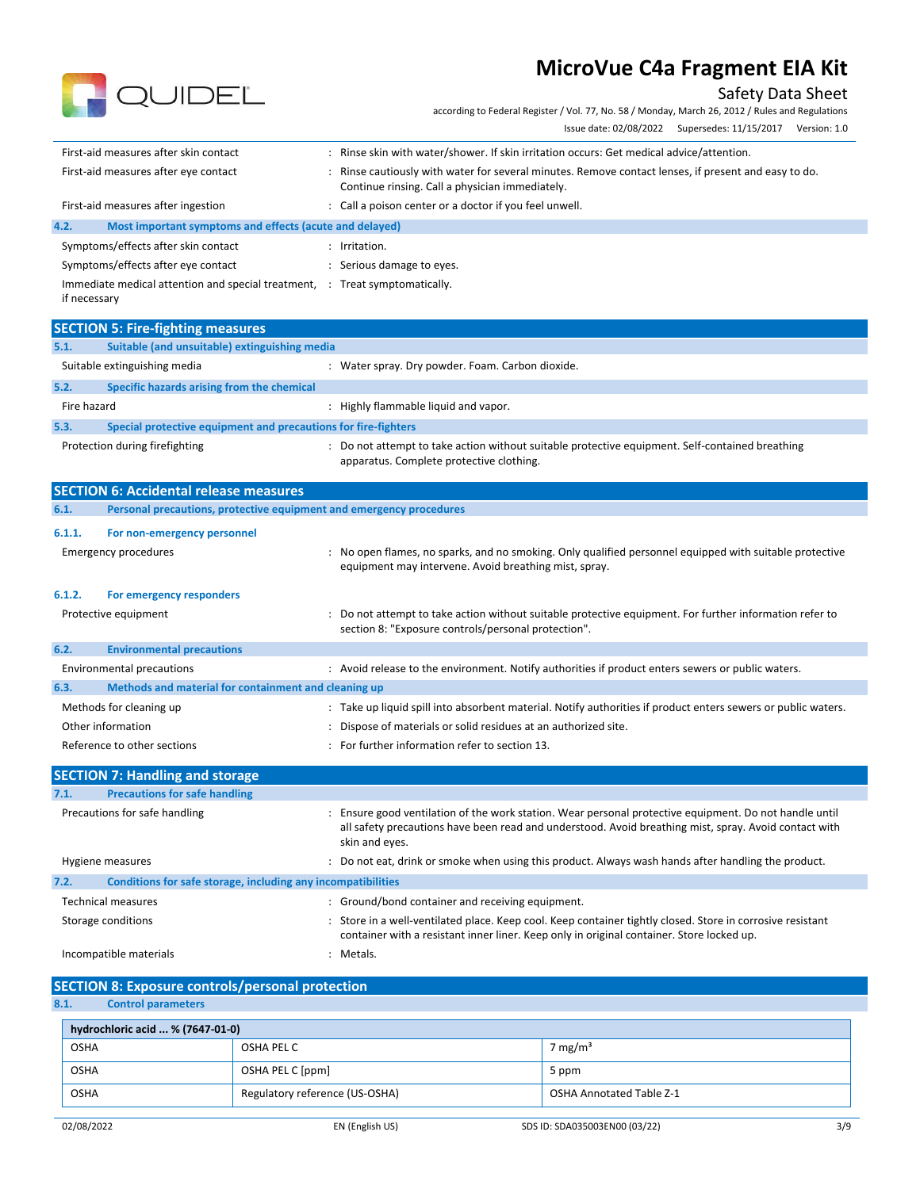First-aid measures after skin contact : Rinse skin with water/shower. If skin irritation occurs: Get medical advice/attention.

First-aid measures after eye contact : Rinse cautiously with water for several minutes. Remove contact lenses, if present and easy to do. Continue rinsing. Call a physician immediately.

First-aid measures after ingestion : Call a poison center or a doctor if you feel unwell.

### 4.2. Most important symptoms and effects (acute and delayed)

Symptoms/effects after skin contact : Irritation.

Symptoms/effects after eye contact : Serious damage to eyes.

Immediate medical attention and special treatment, if necessary : Treat symptomatically.

## SECTION 5: Fire-fighting measures

### 5.1. Suitable (and unsuitable) extinguishing media

Suitable extinguishing media : Water spray. Dry powder. Foam. Carbon dioxide.

### 5.2. Specific hazards arising from the chemical

Fire hazard : Highly flammable liquid and vapor.

### 5.3. Special protective equipment and precautions for fire-fighters

Protection during firefighting : Do not attempt to take action without suitable protective equipment. Self-contained breathing apparatus. Complete protective clothing.

## SECTION 6: Accidental release measures

### 6.1. Personal precautions, protective equipment and emergency procedures

#### 6.1.1. For non-emergency personnel

Emergency procedures : No open flames, no sparks, and no smoking. Only qualified personnel equipped with suitable protective equipment may intervene. Avoid breathing mist, spray.

#### 6.1.2. For emergency responders

Protective equipment : Do not attempt to take action without suitable protective equipment. For further information refer to section 8: "Exposure controls/personal protection".

### 6.2. Environmental precautions

Environmental precautions : Avoid release to the environment. Notify authorities if product enters sewers or public waters.

### 6.3. Methods and material for containment and cleaning up

Methods for cleaning up : Take up liquid spill into absorbent material. Notify authorities if product enters sewers or public waters.

Other information : Dispose of materials or solid residues at an authorized site.

Reference to other sections : For further information refer to section 13.

## SECTION 7: Handling and storage

### 7.1. Precautions for safe handling

Precautions for safe handling : Ensure good ventilation of the work station. Wear personal protective equipment. Do not handle until all safety precautions have been read and understood. Avoid breathing mist, spray. Avoid contact with skin and eyes.

Hygiene measures : Do not eat, drink or smoke when using this product. Always wash hands after handling the product.

### 7.2. Conditions for safe storage, including any incompatibilities

Technical measures : Ground/bond container and receiving equipment.

Storage conditions : Store in a well-ventilated place. Keep cool. Keep container tightly closed. Store in corrosive resistant container with a resistant inner liner. Keep only in original container. Store locked up.

Incompatible materials : Metals.

## SECTION 8: Exposure controls/personal protection

### 8.1. Control parameters

| hydrochloric acid ... % (7647-01-0) | | |
|---|---|---|
| OSHA | OSHA PEL C | 7 mg/m³ |
| OSHA | OSHA PEL C [ppm] | 5 ppm |
| OSHA | Regulatory reference (US-OSHA) | OSHA Annotated Table Z-1 |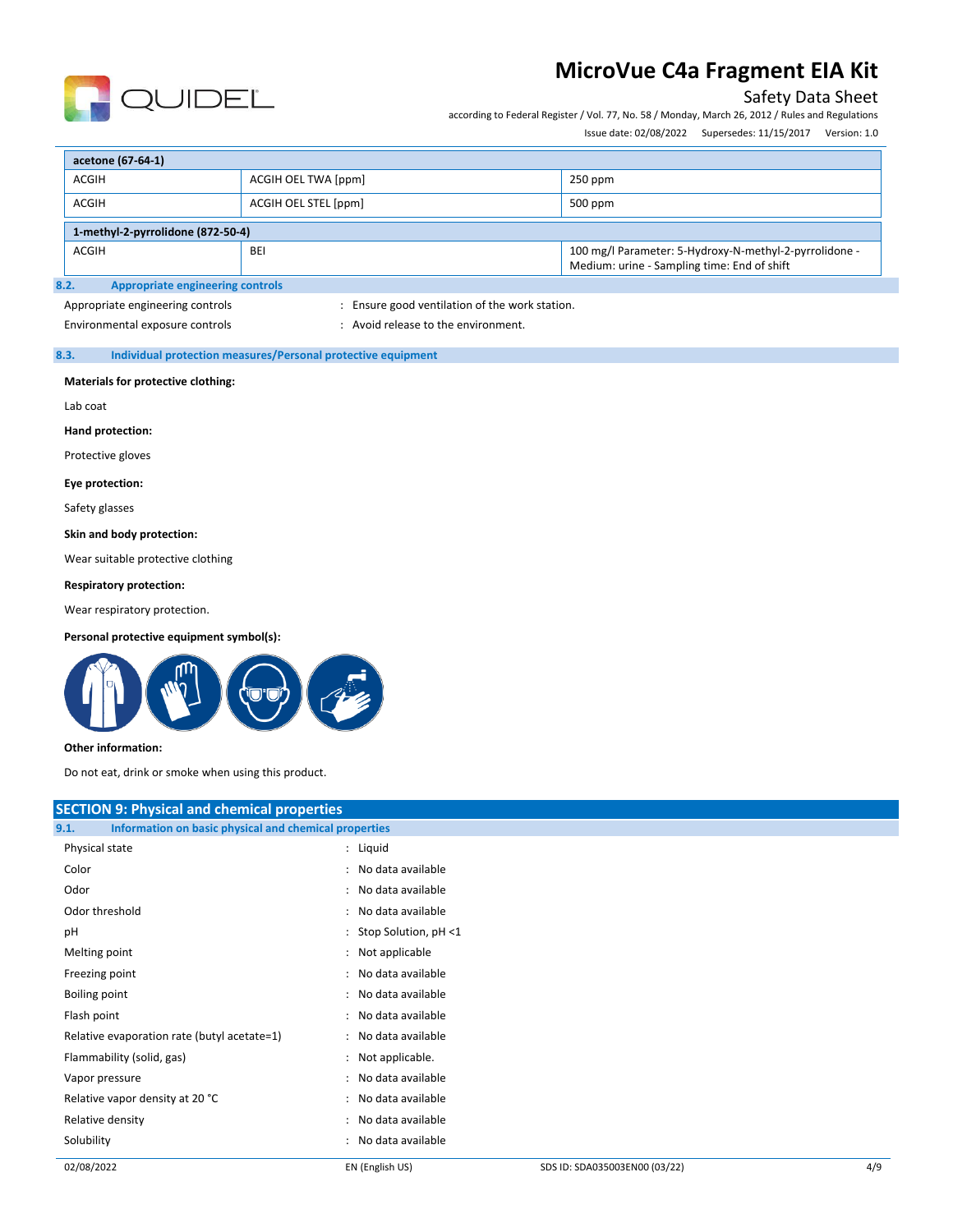| acetone (67-64-1) | | |
|---|---|---|
| ACGIH | ACGIH OEL TWA [ppm] | 250 ppm |
| ACGIH | ACGIH OEL STEL [ppm] | 500 ppm |

| 1-methyl-2-pyrrolidone (872-50-4) | | |
|---|---|---|
| ACGIH | BEI | 100 mg/l Parameter: 5-Hydroxy-N-methyl-2-pyrrolidone - Medium: urine - Sampling time: End of shift |

### 8.2. Appropriate engineering controls

Appropriate engineering controls : Ensure good ventilation of the work station.

Environmental exposure controls : Avoid release to the environment.

### 8.3. Individual protection measures/Personal protective equipment

**Materials for protective clothing:**

Lab coat

**Hand protection:**

Protective gloves

**Eye protection:**

Safety glasses

**Skin and body protection:**

Wear suitable protective clothing

**Respiratory protection:**

Wear respiratory protection.

**Personal protective equipment symbol(s):**

**Other information:**

Do not eat, drink or smoke when using this product.

## SECTION 9: Physical and chemical properties

### 9.1. Information on basic physical and chemical properties

| | |
|---|---|
| Physical state | : Liquid |
| Color | : No data available |
| Odor | : No data available |
| Odor threshold | : No data available |
| pH | : Stop Solution, pH <1 |
| Melting point | : Not applicable |
| Freezing point | : No data available |
| Boiling point | : No data available |
| Flash point | : No data available |
| Relative evaporation rate (butyl acetate=1) | : No data available |
| Flammability (solid, gas) | : Not applicable. |
| Vapor pressure | : No data available |
| Relative vapor density at 20 °C | : No data available |
| Relative density | : No data available |
| Solubility | : No data available |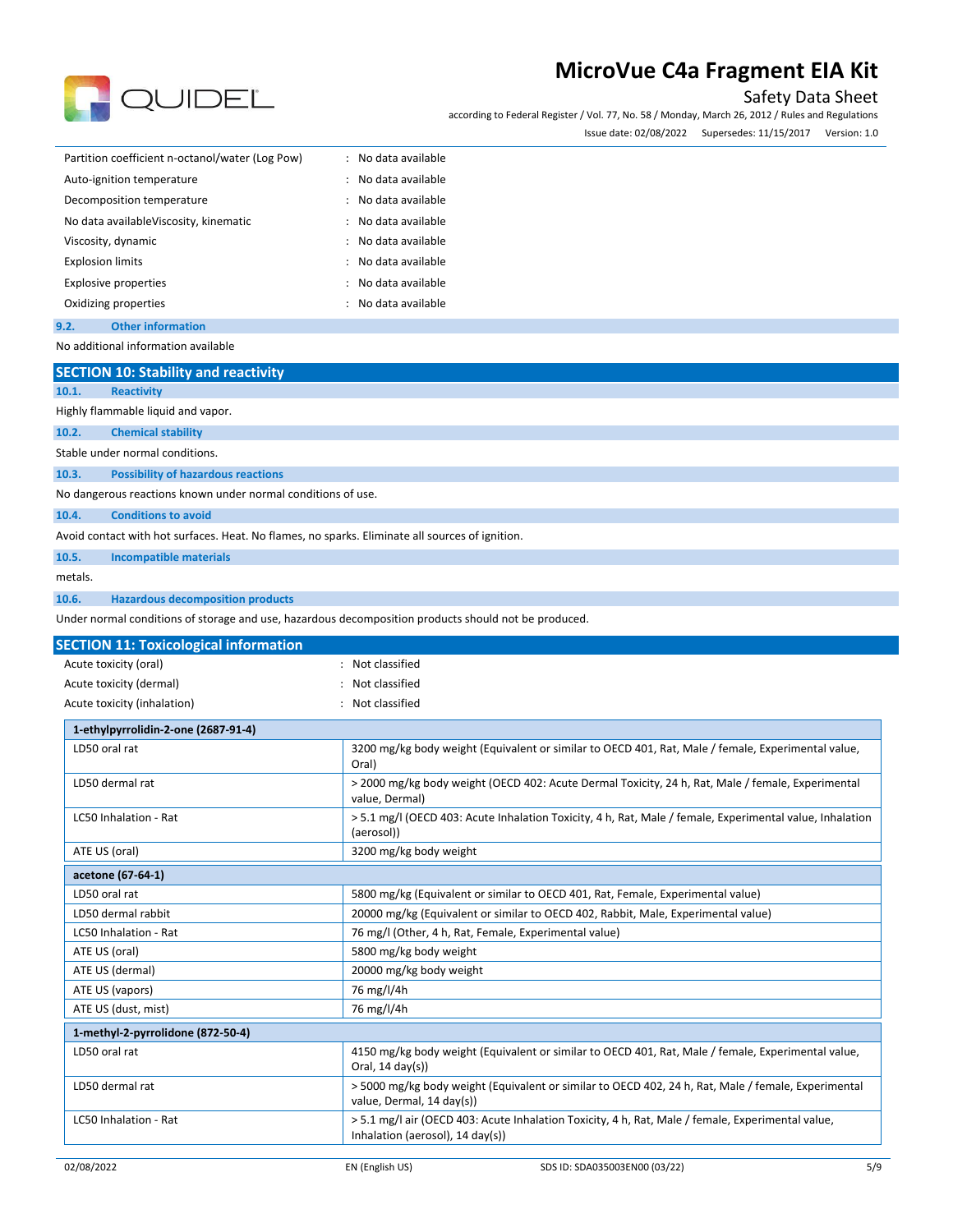| | | |
|---|---|---|
| Partition coefficient n-octanol/water (Log Pow) | : | No data available |
| Auto-ignition temperature | : | No data available |
| Decomposition temperature | : | No data available |
| No data availableViscosity, kinematic | : | No data available |
| Viscosity, dynamic | : | No data available |
| Explosion limits | : | No data available |
| Explosive properties | : | No data available |
| Oxidizing properties | : | No data available |

### 9.2. Other information

No additional information available

## SECTION 10: Stability and reactivity

### 10.1. Reactivity

Highly flammable liquid and vapor.

### 10.2. Chemical stability

Stable under normal conditions.

### 10.3. Possibility of hazardous reactions

No dangerous reactions known under normal conditions of use.

### 10.4. Conditions to avoid

Avoid contact with hot surfaces. Heat. No flames, no sparks. Eliminate all sources of ignition.

### 10.5. Incompatible materials

metals.

### 10.6. Hazardous decomposition products

Under normal conditions of storage and use, hazardous decomposition products should not be produced.

## SECTION 11: Toxicological information

| | | |
|---|---|---|
| Acute toxicity (oral) | : | Not classified |
| Acute toxicity (dermal) | : | Not classified |
| Acute toxicity (inhalation) | : | Not classified |

| **1-ethylpyrrolidin-2-one (2687-91-4)** | |
|---|---|
| LD50 oral rat | 3200 mg/kg body weight (Equivalent or similar to OECD 401, Rat, Male / female, Experimental value, Oral) |
| LD50 dermal rat | > 2000 mg/kg body weight (OECD 402: Acute Dermal Toxicity, 24 h, Rat, Male / female, Experimental value, Dermal) |
| LC50 Inhalation - Rat | > 5.1 mg/l (OECD 403: Acute Inhalation Toxicity, 4 h, Rat, Male / female, Experimental value, Inhalation (aerosol)) |
| ATE US (oral) | 3200 mg/kg body weight |

| **acetone (67-64-1)** | |
|---|---|
| LD50 oral rat | 5800 mg/kg (Equivalent or similar to OECD 401, Rat, Female, Experimental value) |
| LD50 dermal rabbit | 20000 mg/kg (Equivalent or similar to OECD 402, Rabbit, Male, Experimental value) |
| LC50 Inhalation - Rat | 76 mg/l (Other, 4 h, Rat, Female, Experimental value) |
| ATE US (oral) | 5800 mg/kg body weight |
| ATE US (dermal) | 20000 mg/kg body weight |
| ATE US (vapors) | 76 mg/l/4h |
| ATE US (dust, mist) | 76 mg/l/4h |

| **1-methyl-2-pyrrolidone (872-50-4)** | |
|---|---|
| LD50 oral rat | 4150 mg/kg body weight (Equivalent or similar to OECD 401, Rat, Male / female, Experimental value, Oral, 14 day(s)) |
| LD50 dermal rat | > 5000 mg/kg body weight (Equivalent or similar to OECD 402, 24 h, Rat, Male / female, Experimental value, Dermal, 14 day(s)) |
| LC50 Inhalation - Rat | > 5.1 mg/l air (OECD 403: Acute Inhalation Toxicity, 4 h, Rat, Male / female, Experimental value, Inhalation (aerosol), 14 day(s)) |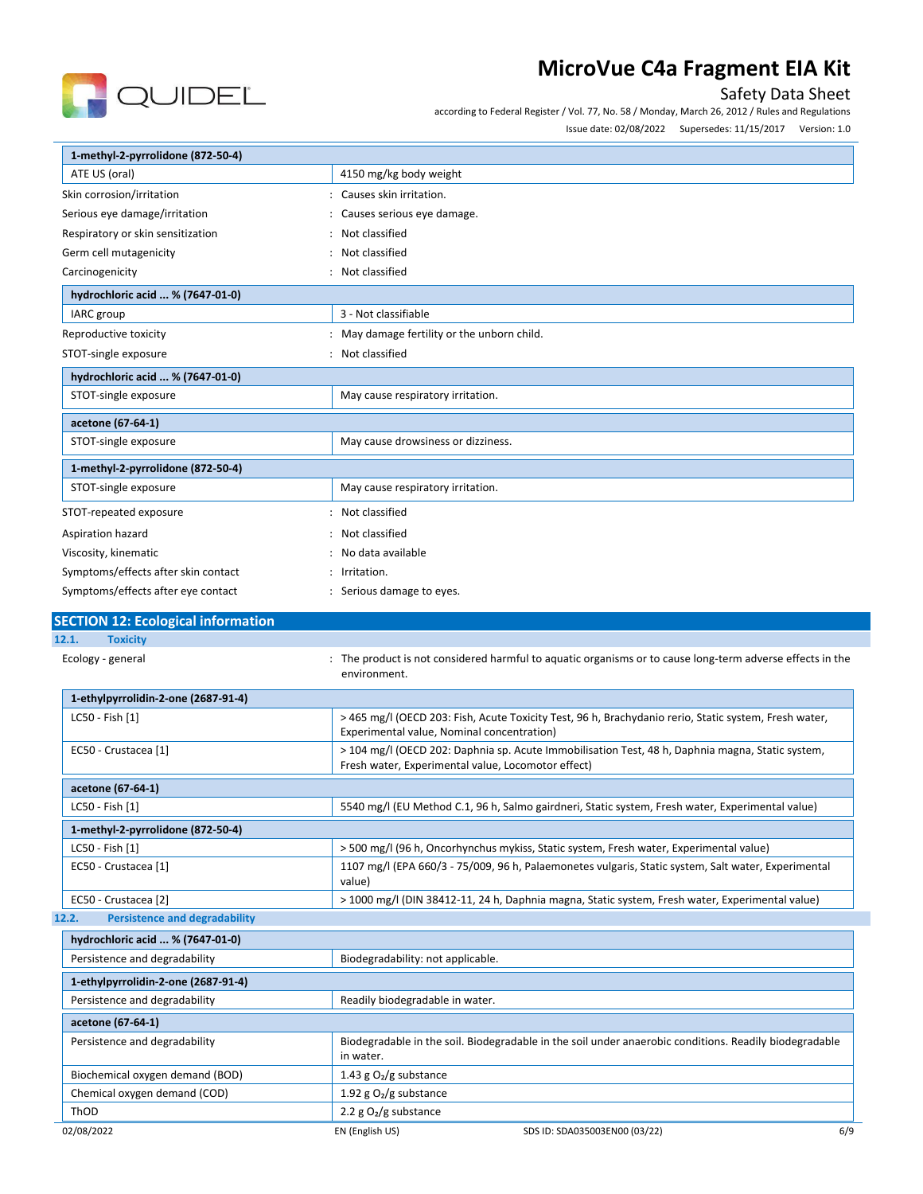| 1-methyl-2-pyrrolidone (872-50-4) | |
|---|---|
| ATE US (oral) | 4150 mg/kg body weight |

Skin corrosion/irritation : Causes skin irritation.

Serious eye damage/irritation : Causes serious eye damage.

Respiratory or skin sensitization : Not classified

Germ cell mutagenicity : Not classified

Carcinogenicity : Not classified

| hydrochloric acid ... % (7647-01-0) | |
|---|---|
| IARC group | 3 - Not classifiable |

Reproductive toxicity : May damage fertility or the unborn child.

STOT-single exposure : Not classified

| hydrochloric acid ... % (7647-01-0) | |
|---|---|
| STOT-single exposure | May cause respiratory irritation. |
| **acetone (67-64-1)** | |
| STOT-single exposure | May cause drowsiness or dizziness. |
| **1-methyl-2-pyrrolidone (872-50-4)** | |
| STOT-single exposure | May cause respiratory irritation. |

STOT-repeated exposure : Not classified

Aspiration hazard : Not classified

Viscosity, kinematic : No data available

Symptoms/effects after skin contact : Irritation.

Symptoms/effects after eye contact : Serious damage to eyes.

## SECTION 12: Ecological information

### 12.1. Toxicity

Ecology - general : The product is not considered harmful to aquatic organisms or to cause long-term adverse effects in the environment.

| 1-ethylpyrrolidin-2-one (2687-91-4) | |
|---|---|
| LC50 - Fish [1] | > 465 mg/l (OECD 203: Fish, Acute Toxicity Test, 96 h, Brachydanio rerio, Static system, Fresh water, Experimental value, Nominal concentration) |
| EC50 - Crustacea [1] | > 104 mg/l (OECD 202: Daphnia sp. Acute Immobilisation Test, 48 h, Daphnia magna, Static system, Fresh water, Experimental value, Locomotor effect) |
| **acetone (67-64-1)** | |
| LC50 - Fish [1] | 5540 mg/l (EU Method C.1, 96 h, Salmo gairdneri, Static system, Fresh water, Experimental value) |
| **1-methyl-2-pyrrolidone (872-50-4)** | |
| LC50 - Fish [1] | > 500 mg/l (96 h, Oncorhynchus mykiss, Static system, Fresh water, Experimental value) |
| EC50 - Crustacea [1] | 1107 mg/l (EPA 660/3 - 75/009, 96 h, Palaemonetes vulgaris, Static system, Salt water, Experimental value) |
| EC50 - Crustacea [2] | > 1000 mg/l (DIN 38412-11, 24 h, Daphnia magna, Static system, Fresh water, Experimental value) |

### 12.2. Persistence and degradability

| hydrochloric acid ... % (7647-01-0) | |
|---|---|
| Persistence and degradability | Biodegradability: not applicable. |
| **1-ethylpyrrolidin-2-one (2687-91-4)** | |
| Persistence and degradability | Readily biodegradable in water. |
| **acetone (67-64-1)** | |
| Persistence and degradability | Biodegradable in the soil. Biodegradable in the soil under anaerobic conditions. Readily biodegradable in water. |
| Biochemical oxygen demand (BOD) | 1.43 g $O_2$/g substance |
| Chemical oxygen demand (COD) | 1.92 g $O_2$/g substance |
| ThOD | 2.2 g $O_2$/g substance |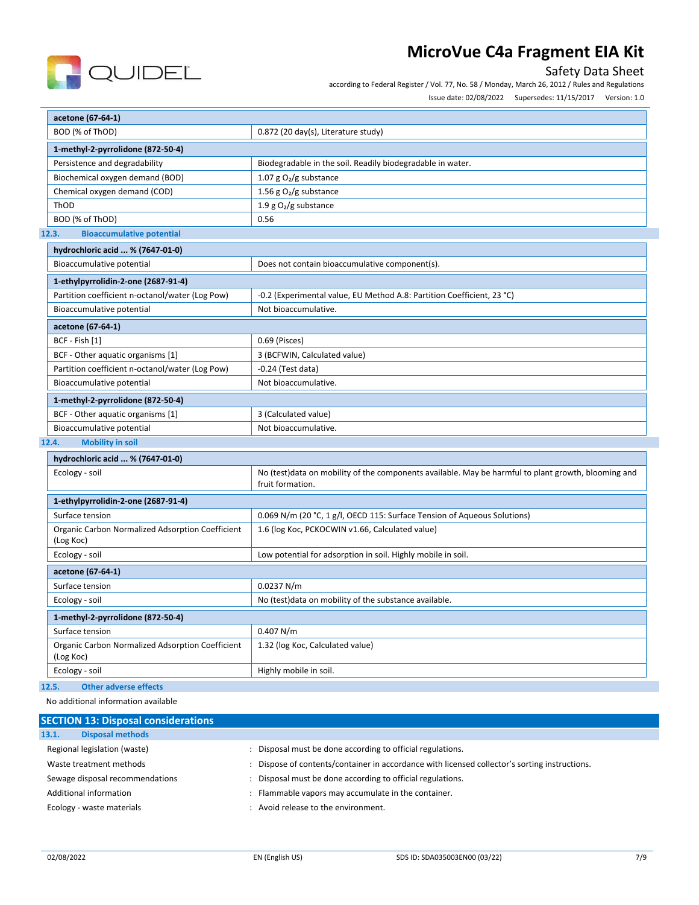| acetone (67-64-1) | |
|---|---|
| BOD (% of ThOD) | 0.872 (20 day(s), Literature study) |

| 1-methyl-2-pyrrolidone (872-50-4) | |
|---|---|
| Persistence and degradability | Biodegradable in the soil. Readily biodegradable in water. |
| Biochemical oxygen demand (BOD) | 1.07 g $O_2$/g substance |
| Chemical oxygen demand (COD) | 1.56 g $O_2$/g substance |
| ThOD | 1.9 g $O_2$/g substance |
| BOD (% of ThOD) | 0.56 |

### 12.3. Bioaccumulative potential

| hydrochloric acid ... % (7647-01-0) | |
|---|---|
| Bioaccumulative potential | Does not contain bioaccumulative component(s). |

| 1-ethylpyrrolidin-2-one (2687-91-4) | |
|---|---|
| Partition coefficient n-octanol/water (Log Pow) | -0.2 (Experimental value, EU Method A.8: Partition Coefficient, 23 °C) |
| Bioaccumulative potential | Not bioaccumulative. |

| acetone (67-64-1) | |
|---|---|
| BCF - Fish [1] | 0.69 (Pisces) |
| BCF - Other aquatic organisms [1] | 3 (BCFWIN, Calculated value) |
| Partition coefficient n-octanol/water (Log Pow) | -0.24 (Test data) |
| Bioaccumulative potential | Not bioaccumulative. |

| 1-methyl-2-pyrrolidone (872-50-4) | |
|---|---|
| BCF - Other aquatic organisms [1] | 3 (Calculated value) |
| Bioaccumulative potential | Not bioaccumulative. |

### 12.4. Mobility in soil

| hydrochloric acid ... % (7647-01-0) | |
|---|---|
| Ecology - soil | No (test)data on mobility of the components available. May be harmful to plant growth, blooming and fruit formation. |

| 1-ethylpyrrolidin-2-one (2687-91-4) | |
|---|---|
| Surface tension | 0.069 N/m (20 °C, 1 g/l, OECD 115: Surface Tension of Aqueous Solutions) |
| Organic Carbon Normalized Adsorption Coefficient (Log Koc) | 1.6 (log Koc, PCKOCWIN v1.66, Calculated value) |
| Ecology - soil | Low potential for adsorption in soil. Highly mobile in soil. |

| acetone (67-64-1) | |
|---|---|
| Surface tension | 0.0237 N/m |
| Ecology - soil | No (test)data on mobility of the substance available. |

| 1-methyl-2-pyrrolidone (872-50-4) | |
|---|---|
| Surface tension | 0.407 N/m |
| Organic Carbon Normalized Adsorption Coefficient (Log Koc) | 1.32 (log Koc, Calculated value) |
| Ecology - soil | Highly mobile in soil. |

### 12.5. Other adverse effects

No additional information available

## SECTION 13: Disposal considerations

### 13.1. Disposal methods

Regional legislation (waste) : Disposal must be done according to official regulations.

Waste treatment methods : Dispose of contents/container in accordance with licensed collector's sorting instructions.

Sewage disposal recommendations : Disposal must be done according to official regulations.

Additional information : Flammable vapors may accumulate in the container.

Ecology - waste materials : Avoid release to the environment.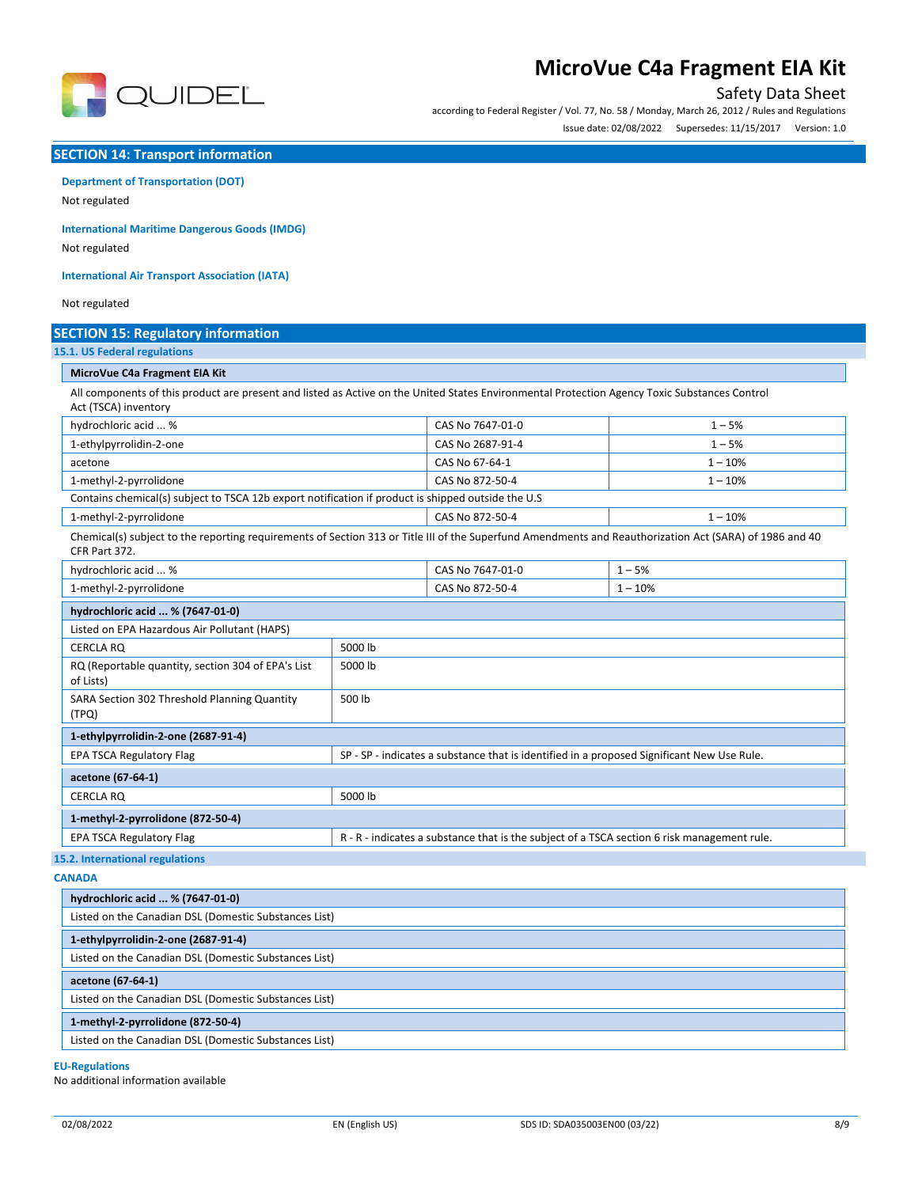## SECTION 14: Transport information

**Department of Transportation (DOT)**

Not regulated

**International Maritime Dangerous Goods (IMDG)**

Not regulated

**International Air Transport Association (IATA)**

Not regulated

## SECTION 15: Regulatory information

### 15.1. US Federal regulations

**MicroVue C4a Fragment EIA Kit**

All components of this product are present and listed as Active on the United States Environmental Protection Agency Toxic Substances Control Act (TSCA) inventory

| | | |
|---|---|---|
| hydrochloric acid ... % | CAS No 7647-01-0 | 1 – 5% |
| 1-ethylpyrrolidin-2-one | CAS No 2687-91-4 | 1 – 5% |
| acetone | CAS No 67-64-1 | 1 – 10% |
| 1-methyl-2-pyrrolidone | CAS No 872-50-4 | 1 – 10% |

Contains chemical(s) subject to TSCA 12b export notification if product is shipped outside the U.S

| | | |
|---|---|---|
| 1-methyl-2-pyrrolidone | CAS No 872-50-4 | 1 – 10% |

Chemical(s) subject to the reporting requirements of Section 313 or Title III of the Superfund Amendments and Reauthorization Act (SARA) of 1986 and 40 CFR Part 372.

| | | |
|---|---|---|
| hydrochloric acid ... % | CAS No 7647-01-0 | 1 – 5% |
| 1-methyl-2-pyrrolidone | CAS No 872-50-4 | 1 – 10% |

| **hydrochloric acid ... % (7647-01-0)** | |
|---|---|
| Listed on EPA Hazardous Air Pollutant (HAPS) | |
| CERCLA RQ | 5000 lb |
| RQ (Reportable quantity, section 304 of EPA's List of Lists) | 5000 lb |
| SARA Section 302 Threshold Planning Quantity (TPQ) | 500 lb |

| **1-ethylpyrrolidin-2-one (2687-91-4)** | |
|---|---|
| EPA TSCA Regulatory Flag | SP - SP - indicates a substance that is identified in a proposed Significant New Use Rule. |

| **acetone (67-64-1)** | |
|---|---|
| CERCLA RQ | 5000 lb |

| **1-methyl-2-pyrrolidone (872-50-4)** | |
|---|---|
| EPA TSCA Regulatory Flag | R - R - indicates a substance that is the subject of a TSCA section 6 risk management rule. |

### 15.2. International regulations

**CANADA**

| **hydrochloric acid ... % (7647-01-0)** |
|---|
| Listed on the Canadian DSL (Domestic Substances List) |

| **1-ethylpyrrolidin-2-one (2687-91-4)** |
|---|
| Listed on the Canadian DSL (Domestic Substances List) |

| **acetone (67-64-1)** |
|---|
| Listed on the Canadian DSL (Domestic Substances List) |

| **1-methyl-2-pyrrolidone (872-50-4)** |
|---|
| Listed on the Canadian DSL (Domestic Substances List) |

**EU-Regulations**

No additional information available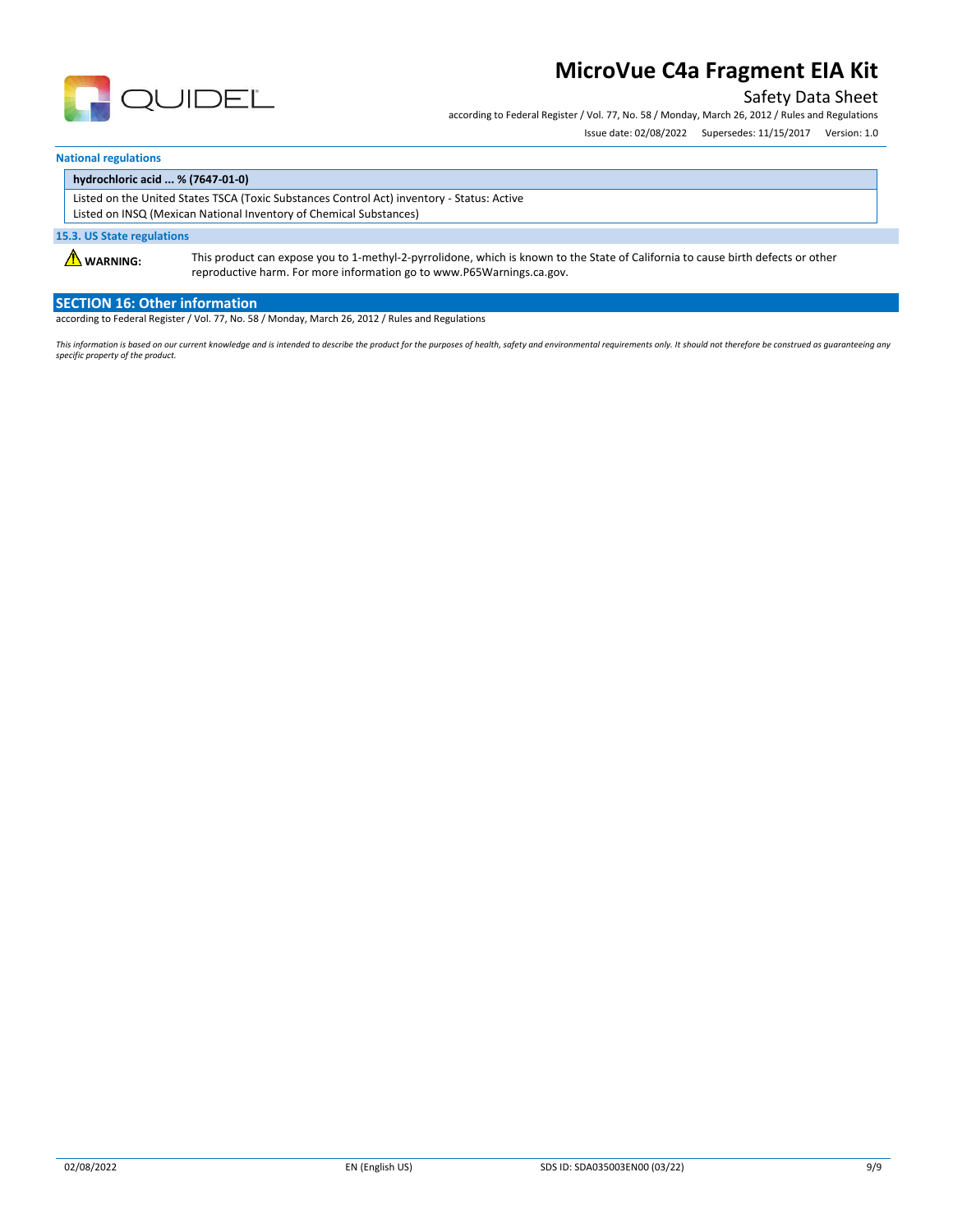### National regulations

| hydrochloric acid ... % (7647-01-0) |
|---|
| Listed on the United States TSCA (Toxic Substances Control Act) inventory - Status: Active<br>Listed on INSQ (Mexican National Inventory of Chemical Substances) |

### 15.3. US State regulations

**WARNING:** This product can expose you to 1-methyl-2-pyrrolidone, which is known to the State of California to cause birth defects or other reproductive harm. For more information go to www.P65Warnings.ca.gov.

## SECTION 16: Other information

according to Federal Register / Vol. 77, No. 58 / Monday, March 26, 2012 / Rules and Regulations

*This information is based on our current knowledge and is intended to describe the product for the purposes of health, safety and environmental requirements only. It should not therefore be construed as guaranteeing any specific property of the product.*